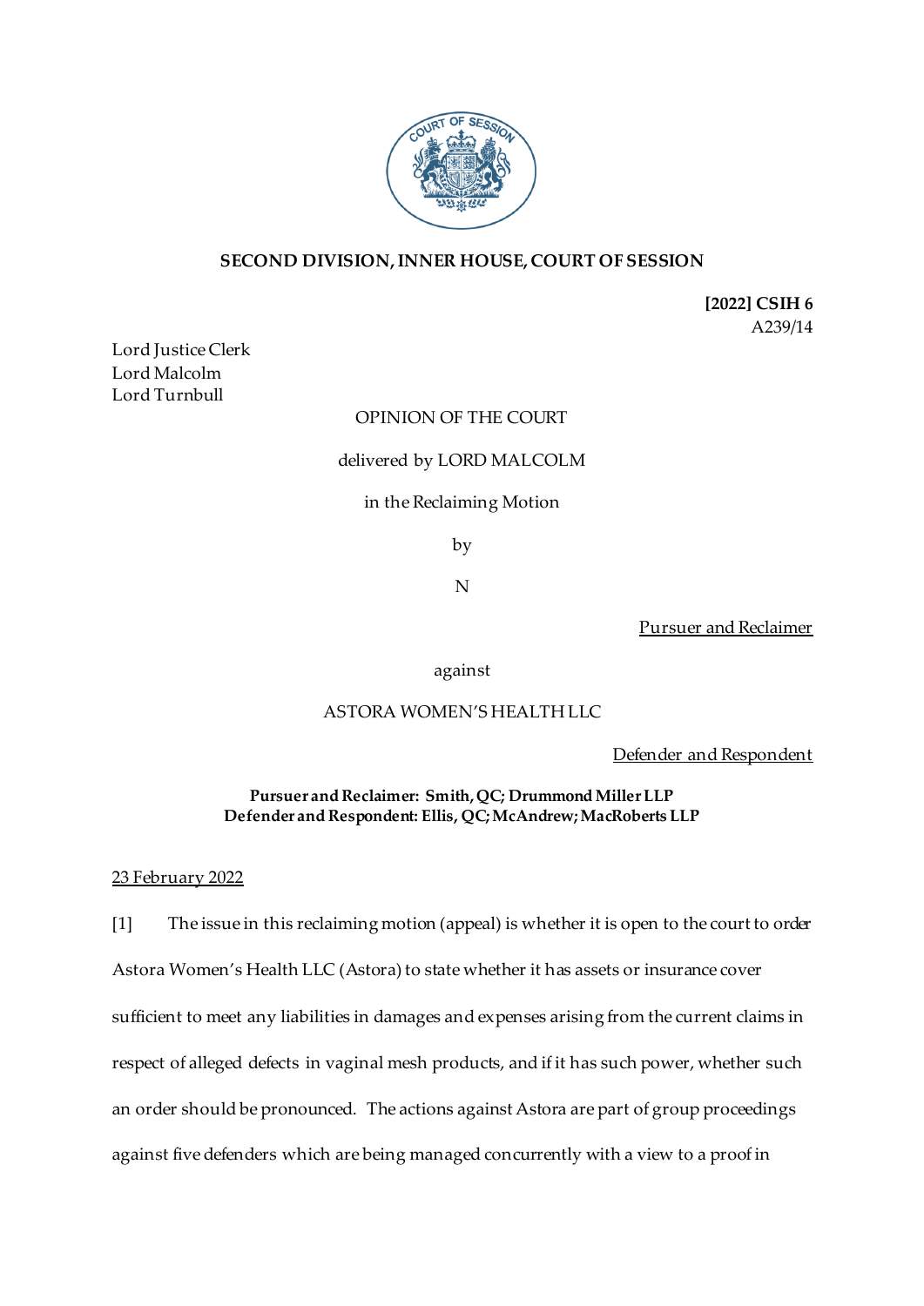**SECOND DIVISION, INNER HOUSE, COURT OF SESSION**

**[2022] CSIH 6**
A239/14

Lord Justice Clerk
Lord Malcolm
Lord Turnbull

OPINION OF THE COURT

delivered by LORD MALCOLM

in the Reclaiming Motion

by

N

Pursuer and Reclaimer

against

ASTORA WOMEN'S HEALTH LLC

Defender and Respondent

**Pursuer and Reclaimer: Smith, QC; Drummond Miller LLP**
**Defender and Respondent: Ellis, QC; McAndrew; MacRoberts LLP**

23 February 2022

[1] The issue in this reclaiming motion (appeal) is whether it is open to the court to order Astora Women's Health LLC (Astora) to state whether it has assets or insurance cover sufficient to meet any liabilities in damages and expenses arising from the current claims in respect of alleged defects in vaginal mesh products, and if it has such power, whether such an order should be pronounced. The actions against Astora are part of group proceedings against five defenders which are being managed concurrently with a view to a proof in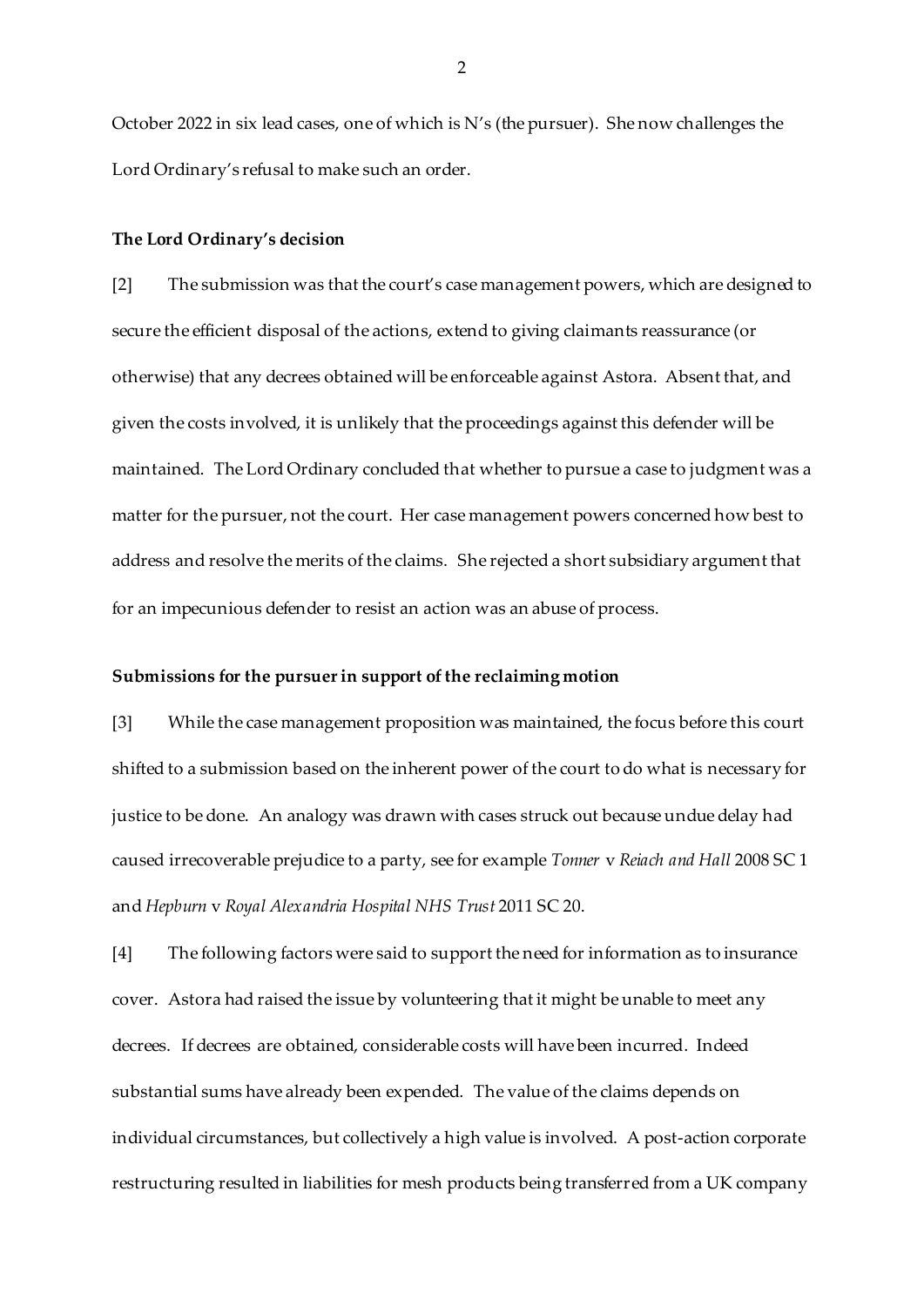October 2022 in six lead cases, one of which is N's (the pursuer). She now challenges the Lord Ordinary's refusal to make such an order.

**The Lord Ordinary's decision**

[2] The submission was that the court's case management powers, which are designed to secure the efficient disposal of the actions, extend to giving claimants reassurance (or otherwise) that any decrees obtained will be enforceable against Astora. Absent that, and given the costs involved, it is unlikely that the proceedings against this defender will be maintained. The Lord Ordinary concluded that whether to pursue a case to judgment was a matter for the pursuer, not the court. Her case management powers concerned how best to address and resolve the merits of the claims. She rejected a short subsidiary argument that for an impecunious defender to resist an action was an abuse of process.

**Submissions for the pursuer in support of the reclaiming motion**

[3] While the case management proposition was maintained, the focus before this court shifted to a submission based on the inherent power of the court to do what is necessary for justice to be done. An analogy was drawn with cases struck out because undue delay had caused irrecoverable prejudice to a party, see for example *Tonner* v *Reiach and Hall* 2008 SC 1 and *Hepburn* v *Royal Alexandria Hospital NHS Trust* 2011 SC 20.

[4] The following factors were said to support the need for information as to insurance cover. Astora had raised the issue by volunteering that it might be unable to meet any decrees. If decrees are obtained, considerable costs will have been incurred. Indeed substantial sums have already been expended. The value of the claims depends on individual circumstances, but collectively a high value is involved. A post-action corporate restructuring resulted in liabilities for mesh products being transferred from a UK company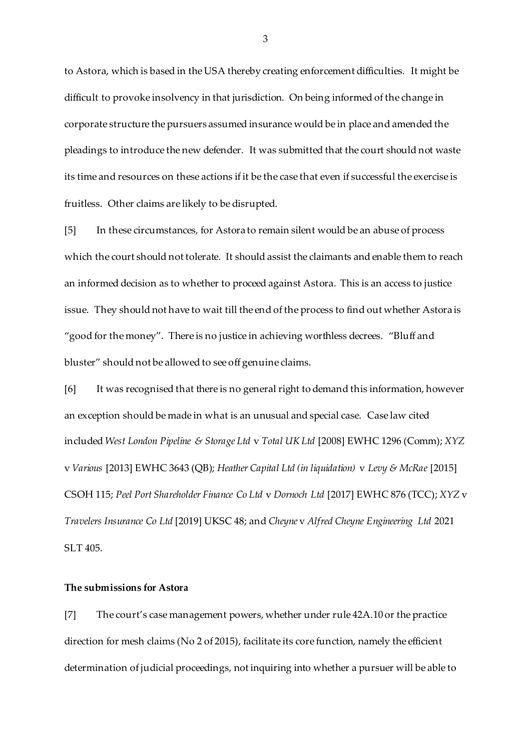to Astora, which is based in the USA thereby creating enforcement difficulties. It might be difficult to provoke insolvency in that jurisdiction. On being informed of the change in corporate structure the pursuers assumed insurance would be in place and amended the pleadings to introduce the new defender. It was submitted that the court should not waste its time and resources on these actions if it be the case that even if successful the exercise is fruitless. Other claims are likely to be disrupted.

[5] In these circumstances, for Astora to remain silent would be an abuse of process which the court should not tolerate. It should assist the claimants and enable them to reach an informed decision as to whether to proceed against Astora. This is an access to justice issue. They should not have to wait till the end of the process to find out whether Astora is "good for the money". There is no justice in achieving worthless decrees. "Bluff and bluster" should not be allowed to see off genuine claims.

[6] It was recognised that there is no general right to demand this information, however an exception should be made in what is an unusual and special case. Case law cited included *West London Pipeline & Storage Ltd* v *Total UK Ltd* [2008] EWHC 1296 (Comm); *XYZ* v *Various* [2013] EWHC 3643 (QB); *Heather Capital Ltd (in liquidation)* v *Levy & McRae* [2015] CSOH 115; *Peel Port Shareholder Finance Co Ltd* v *Dornoch Ltd* [2017] EWHC 876 (TCC); *XYZ* v *Travelers Insurance Co Ltd* [2019] UKSC 48; and *Cheyne* v *Alfred Cheyne Engineering Ltd* 2021 SLT 405.

**The submissions for Astora**

[7] The court's case management powers, whether under rule 42A.10 or the practice direction for mesh claims (No 2 of 2015), facilitate its core function, namely the efficient determination of judicial proceedings, not inquiring into whether a pursuer will be able to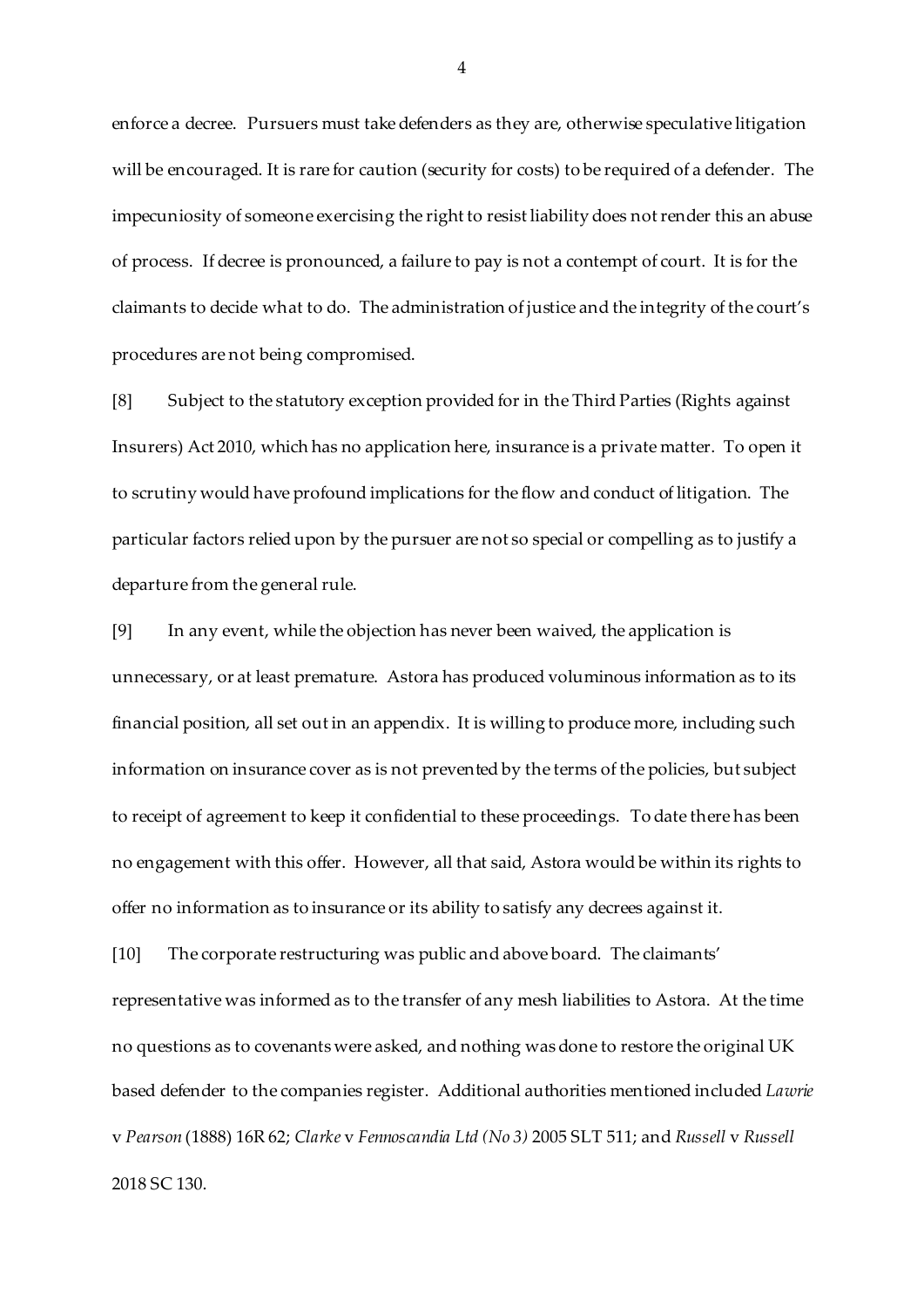enforce a decree. Pursuers must take defenders as they are, otherwise speculative litigation will be encouraged. It is rare for caution (security for costs) to be required of a defender. The impecuniosity of someone exercising the right to resist liability does not render this an abuse of process. If decree is pronounced, a failure to pay is not a contempt of court. It is for the claimants to decide what to do. The administration of justice and the integrity of the court's procedures are not being compromised.

[8] Subject to the statutory exception provided for in the Third Parties (Rights against Insurers) Act 2010, which has no application here, insurance is a private matter. To open it to scrutiny would have profound implications for the flow and conduct of litigation. The particular factors relied upon by the pursuer are not so special or compelling as to justify a departure from the general rule.

[9] In any event, while the objection has never been waived, the application is unnecessary, or at least premature. Astora has produced voluminous information as to its financial position, all set out in an appendix. It is willing to produce more, including such information on insurance cover as is not prevented by the terms of the policies, but subject to receipt of agreement to keep it confidential to these proceedings. To date there has been no engagement with this offer. However, all that said, Astora would be within its rights to offer no information as to insurance or its ability to satisfy any decrees against it.

[10] The corporate restructuring was public and above board. The claimants' representative was informed as to the transfer of any mesh liabilities to Astora. At the time no questions as to covenants were asked, and nothing was done to restore the original UK based defender to the companies register. Additional authorities mentioned included *Lawrie* v *Pearson* (1888) 16R 62; *Clarke* v *Fennoscandia Ltd (No 3)* 2005 SLT 511; and *Russell* v *Russell* 2018 SC 130.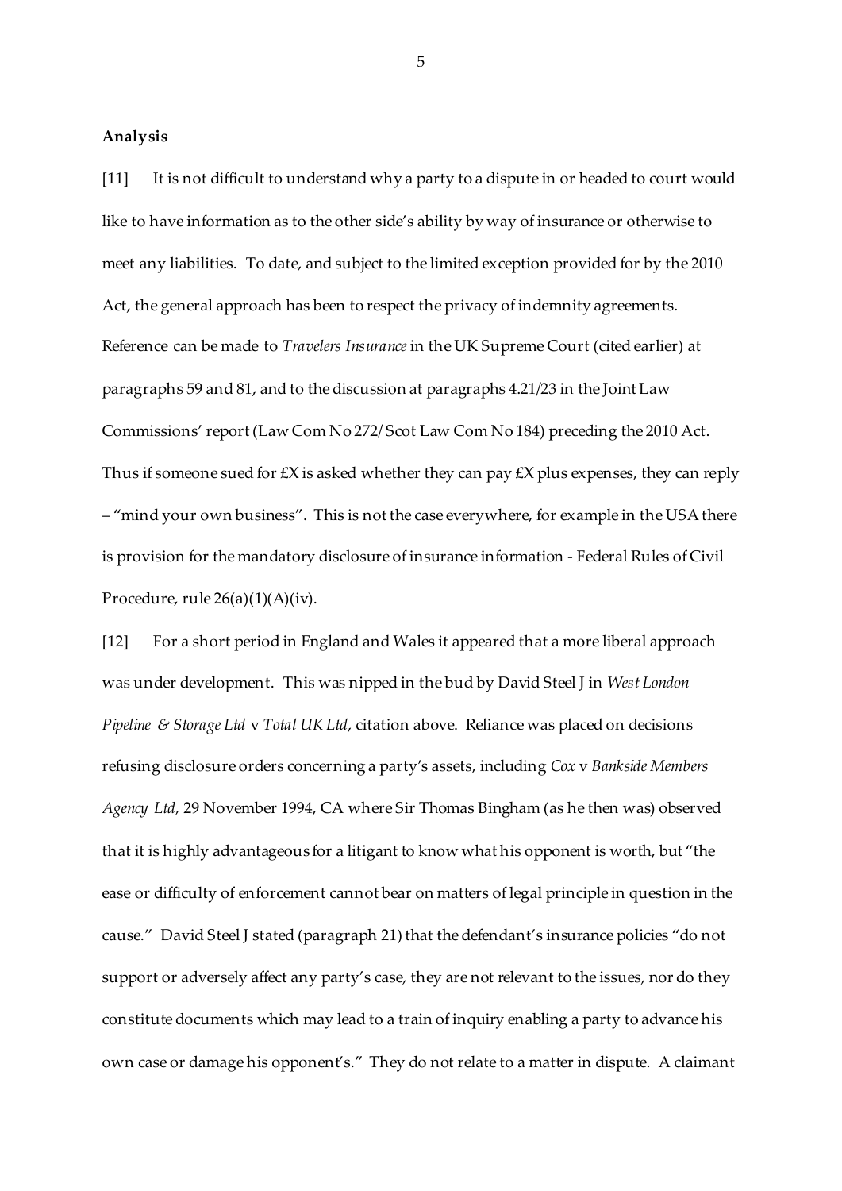**Analysis**

[11] It is not difficult to understand why a party to a dispute in or headed to court would like to have information as to the other side's ability by way of insurance or otherwise to meet any liabilities. To date, and subject to the limited exception provided for by the 2010 Act, the general approach has been to respect the privacy of indemnity agreements. Reference can be made to *Travelers Insurance* in the UK Supreme Court (cited earlier) at paragraphs 59 and 81, and to the discussion at paragraphs 4.21/23 in the Joint Law Commissions' report (Law Com No 272/Scot Law Com No 184) preceding the 2010 Act. Thus if someone sued for £X is asked whether they can pay £X plus expenses, they can reply – "mind your own business". This is not the case everywhere, for example in the USA there is provision for the mandatory disclosure of insurance information - Federal Rules of Civil Procedure, rule 26(a)(1)(A)(iv).

[12] For a short period in England and Wales it appeared that a more liberal approach was under development. This was nipped in the bud by David Steel J in *West London Pipeline & Storage Ltd* v *Total UK Ltd*, citation above. Reliance was placed on decisions refusing disclosure orders concerning a party's assets, including *Cox* v *Bankside Members Agency Ltd,* 29 November 1994, CA where Sir Thomas Bingham (as he then was) observed that it is highly advantageous for a litigant to know what his opponent is worth, but "the ease or difficulty of enforcement cannot bear on matters of legal principle in question in the cause." David Steel J stated (paragraph 21) that the defendant's insurance policies "do not support or adversely affect any party's case, they are not relevant to the issues, nor do they constitute documents which may lead to a train of inquiry enabling a party to advance his own case or damage his opponent's." They do not relate to a matter in dispute. A claimant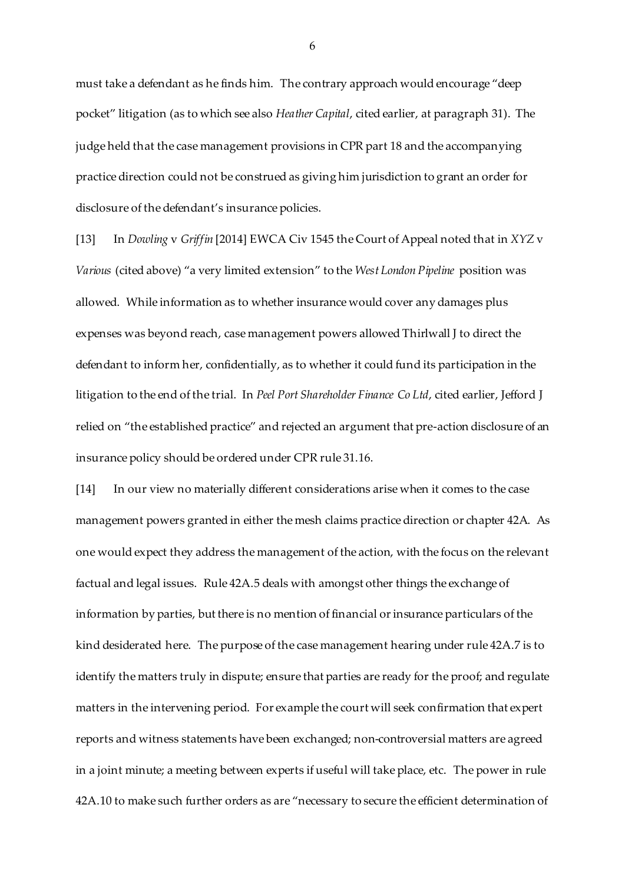must take a defendant as he finds him. The contrary approach would encourage "deep pocket" litigation (as to which see also *Heather Capital*, cited earlier, at paragraph 31). The judge held that the case management provisions in CPR part 18 and the accompanying practice direction could not be construed as giving him jurisdiction to grant an order for disclosure of the defendant's insurance policies.

[13] In *Dowling* v *Griffin* [2014] EWCA Civ 1545 the Court of Appeal noted that in *XYZ* v *Various* (cited above) "a very limited extension" to the *West London Pipeline* position was allowed. While information as to whether insurance would cover any damages plus expenses was beyond reach, case management powers allowed Thirlwall J to direct the defendant to inform her, confidentially, as to whether it could fund its participation in the litigation to the end of the trial. In *Peel Port Shareholder Finance Co Ltd*, cited earlier, Jefford J relied on "the established practice" and rejected an argument that pre-action disclosure of an insurance policy should be ordered under CPR rule 31.16.

[14] In our view no materially different considerations arise when it comes to the case management powers granted in either the mesh claims practice direction or chapter 42A. As one would expect they address the management of the action, with the focus on the relevant factual and legal issues. Rule 42A.5 deals with amongst other things the exchange of information by parties, but there is no mention of financial or insurance particulars of the kind desiderated here. The purpose of the case management hearing under rule 42A.7 is to identify the matters truly in dispute; ensure that parties are ready for the proof; and regulate matters in the intervening period. For example the court will seek confirmation that expert reports and witness statements have been exchanged; non-controversial matters are agreed in a joint minute; a meeting between experts if useful will take place, etc. The power in rule 42A.10 to make such further orders as are "necessary to secure the efficient determination of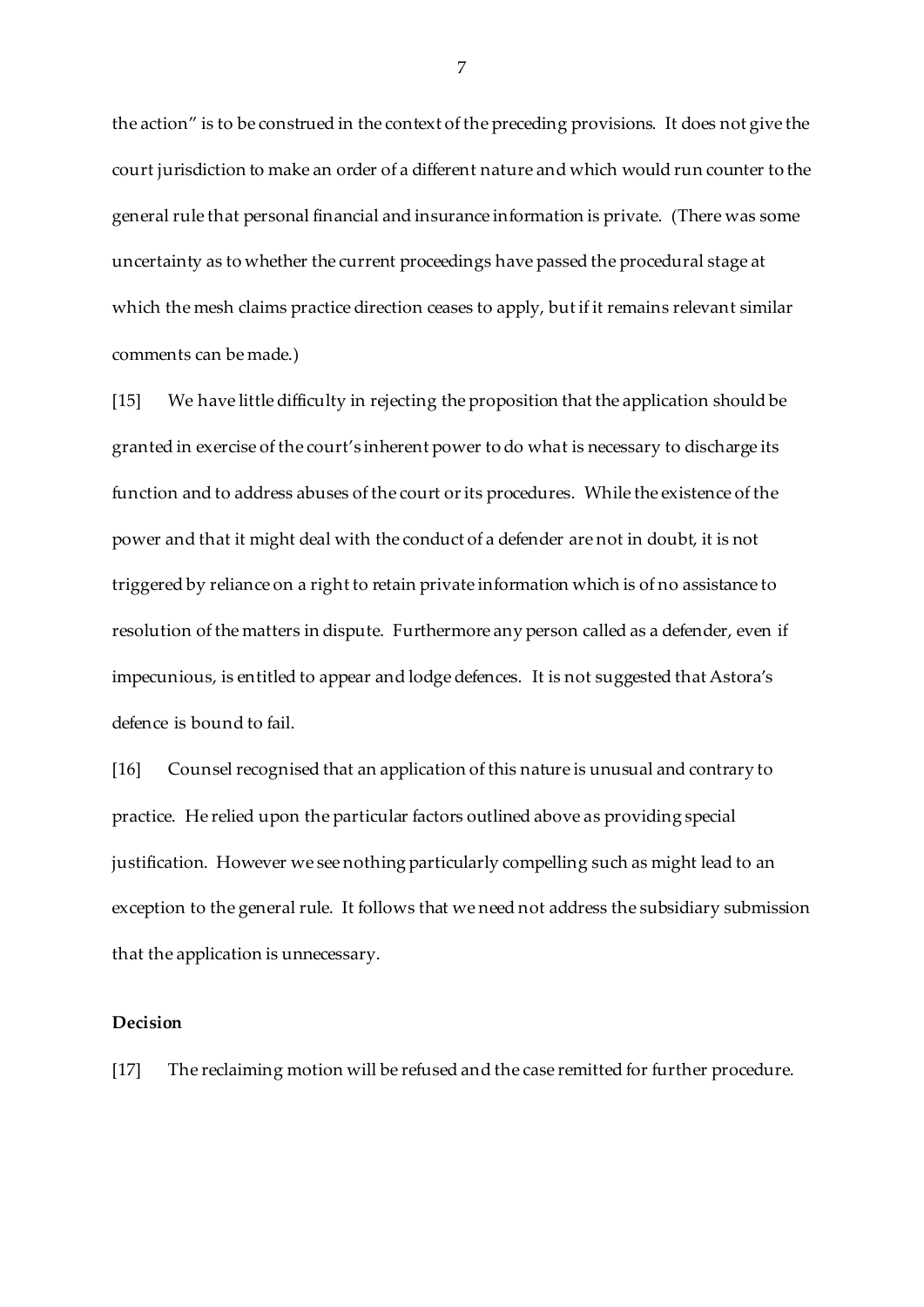the action" is to be construed in the context of the preceding provisions. It does not give the court jurisdiction to make an order of a different nature and which would run counter to the general rule that personal financial and insurance information is private. (There was some uncertainty as to whether the current proceedings have passed the procedural stage at which the mesh claims practice direction ceases to apply, but if it remains relevant similar comments can be made.)

[15] We have little difficulty in rejecting the proposition that the application should be granted in exercise of the court's inherent power to do what is necessary to discharge its function and to address abuses of the court or its procedures. While the existence of the power and that it might deal with the conduct of a defender are not in doubt, it is not triggered by reliance on a right to retain private information which is of no assistance to resolution of the matters in dispute. Furthermore any person called as a defender, even if impecunious, is entitled to appear and lodge defences. It is not suggested that Astora's defence is bound to fail.

[16] Counsel recognised that an application of this nature is unusual and contrary to practice. He relied upon the particular factors outlined above as providing special justification. However we see nothing particularly compelling such as might lead to an exception to the general rule. It follows that we need not address the subsidiary submission that the application is unnecessary.

**Decision**

[17] The reclaiming motion will be refused and the case remitted for further procedure.